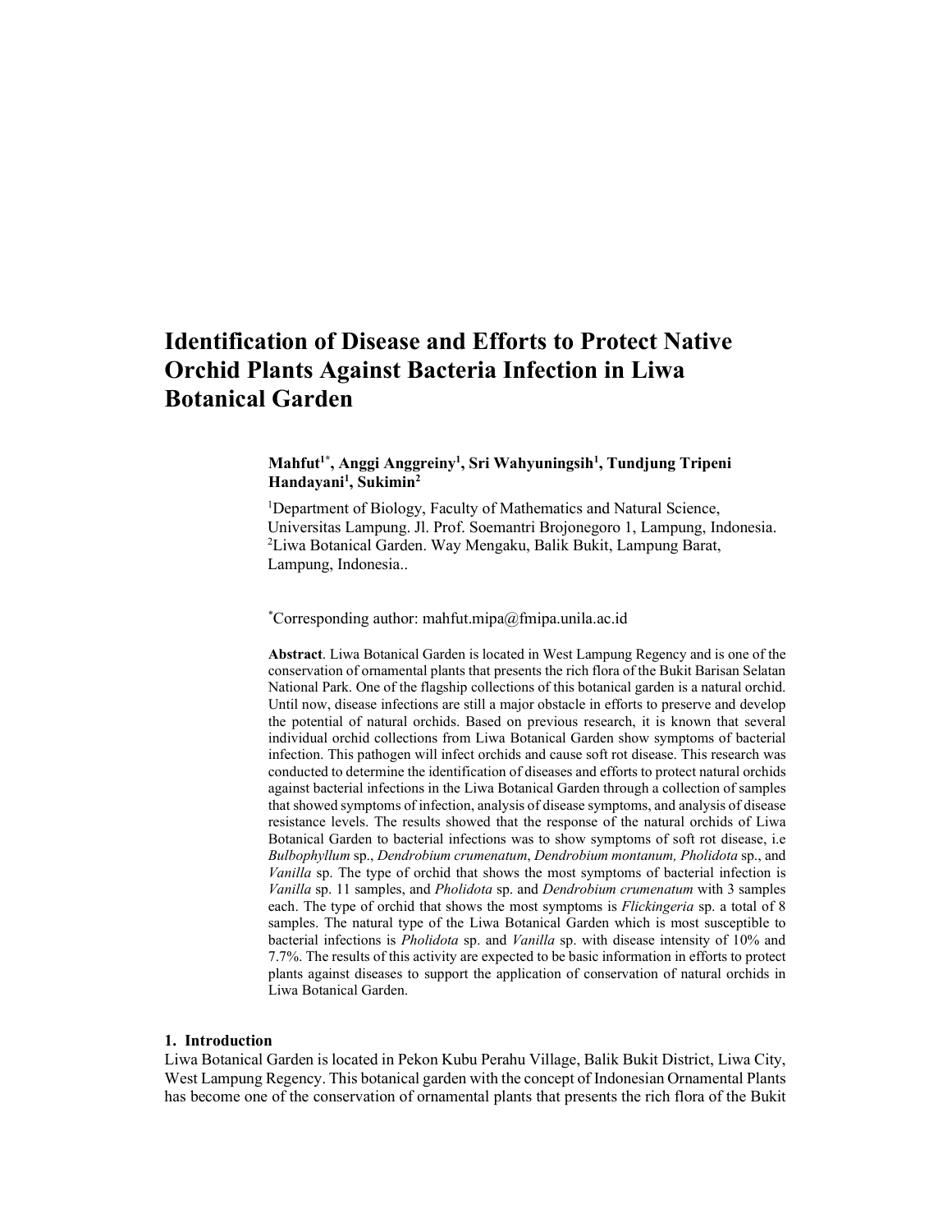# Identification of Disease and Efforts to Protect Native Orchid Plants Against Bacteria Infection in Liwa Botanical Garden

**Mahfut[1*], Anggi Anggreiny[1], Sri Wahyuningsih[1], Tundjung Tripeni Handayani[1], Sukimin[2]**

[1]Department of Biology, Faculty of Mathematics and Natural Science, Universitas Lampung. Jl. Prof. Soemantri Brojonegoro 1, Lampung, Indonesia.
[2]Liwa Botanical Garden. Way Mengaku, Balik Bukit, Lampung Barat, Lampung, Indonesia..

[*]Corresponding author: mahfut.mipa@fmipa.unila.ac.id

**Abstract**. Liwa Botanical Garden is located in West Lampung Regency and is one of the conservation of ornamental plants that presents the rich flora of the Bukit Barisan Selatan National Park. One of the flagship collections of this botanical garden is a natural orchid. Until now, disease infections are still a major obstacle in efforts to preserve and develop the potential of natural orchids. Based on previous research, it is known that several individual orchid collections from Liwa Botanical Garden show symptoms of bacterial infection. This pathogen will infect orchids and cause soft rot disease. This research was conducted to determine the identification of diseases and efforts to protect natural orchids against bacterial infections in the Liwa Botanical Garden through a collection of samples that showed symptoms of infection, analysis of disease symptoms, and analysis of disease resistance levels. The results showed that the response of the natural orchids of Liwa Botanical Garden to bacterial infections was to show symptoms of soft rot disease, i.e *Bulbophyllum* sp., *Dendrobium crumenatum*, *Dendrobium montanum, Pholidota* sp., and *Vanilla* sp. The type of orchid that shows the most symptoms of bacterial infection is *Vanilla* sp. 11 samples, and *Pholidota* sp. and *Dendrobium crumenatum* with 3 samples each. The type of orchid that shows the most symptoms is *Flickingeria* sp. a total of 8 samples. The natural type of the Liwa Botanical Garden which is most susceptible to bacterial infections is *Pholidota* sp. and *Vanilla* sp. with disease intensity of 10% and 7.7%. The results of this activity are expected to be basic information in efforts to protect plants against diseases to support the application of conservation of natural orchids in Liwa Botanical Garden.

## 1. Introduction

Liwa Botanical Garden is located in Pekon Kubu Perahu Village, Balik Bukit District, Liwa City, West Lampung Regency. This botanical garden with the concept of Indonesian Ornamental Plants has become one of the conservation of ornamental plants that presents the rich flora of the Bukit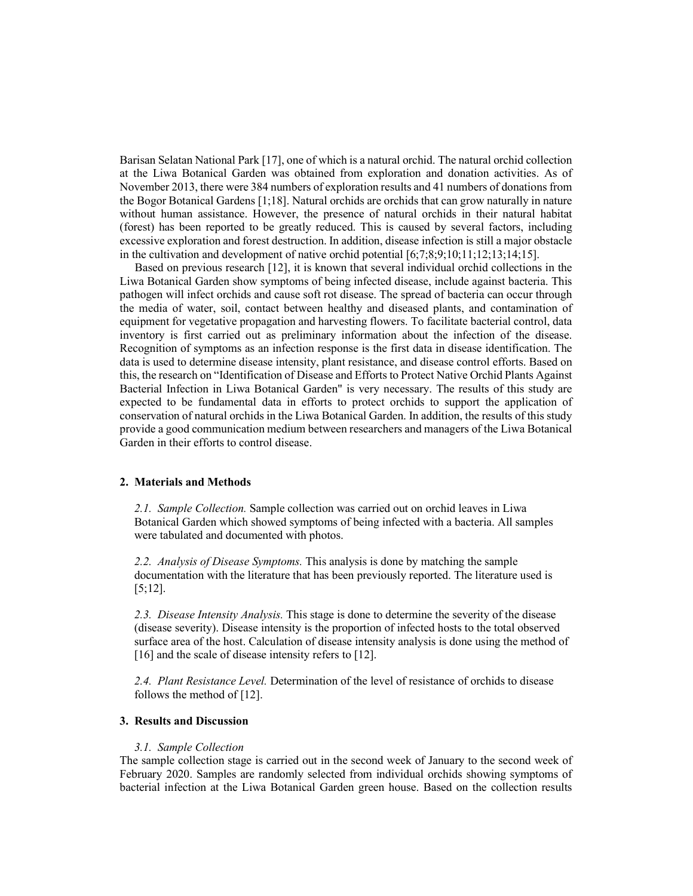Barisan Selatan National Park [17], one of which is a natural orchid. The natural orchid collection at the Liwa Botanical Garden was obtained from exploration and donation activities. As of November 2013, there were 384 numbers of exploration results and 41 numbers of donations from the Bogor Botanical Gardens [1;18]. Natural orchids are orchids that can grow naturally in nature without human assistance. However, the presence of natural orchids in their natural habitat (forest) has been reported to be greatly reduced. This is caused by several factors, including excessive exploration and forest destruction. In addition, disease infection is still a major obstacle in the cultivation and development of native orchid potential [6;7;8;9;10;11;12;13;14;15].

Based on previous research [12], it is known that several individual orchid collections in the Liwa Botanical Garden show symptoms of being infected disease, include against bacteria. This pathogen will infect orchids and cause soft rot disease. The spread of bacteria can occur through the media of water, soil, contact between healthy and diseased plants, and contamination of equipment for vegetative propagation and harvesting flowers. To facilitate bacterial control, data inventory is first carried out as preliminary information about the infection of the disease. Recognition of symptoms as an infection response is the first data in disease identification. The data is used to determine disease intensity, plant resistance, and disease control efforts. Based on this, the research on "Identification of Disease and Efforts to Protect Native Orchid Plants Against Bacterial Infection in Liwa Botanical Garden" is very necessary. The results of this study are expected to be fundamental data in efforts to protect orchids to support the application of conservation of natural orchids in the Liwa Botanical Garden. In addition, the results of this study provide a good communication medium between researchers and managers of the Liwa Botanical Garden in their efforts to control disease.

## 2. Materials and Methods

*2.1. Sample Collection.* Sample collection was carried out on orchid leaves in Liwa Botanical Garden which showed symptoms of being infected with a bacteria. All samples were tabulated and documented with photos.

*2.2. Analysis of Disease Symptoms.* This analysis is done by matching the sample documentation with the literature that has been previously reported. The literature used is [5;12].

*2.3. Disease Intensity Analysis.* This stage is done to determine the severity of the disease (disease severity). Disease intensity is the proportion of infected hosts to the total observed surface area of the host. Calculation of disease intensity analysis is done using the method of [16] and the scale of disease intensity refers to [12].

*2.4. Plant Resistance Level.* Determination of the level of resistance of orchids to disease follows the method of [12].

## 3. Results and Discussion

### *3.1. Sample Collection*

The sample collection stage is carried out in the second week of January to the second week of February 2020. Samples are randomly selected from individual orchids showing symptoms of bacterial infection at the Liwa Botanical Garden green house. Based on the collection results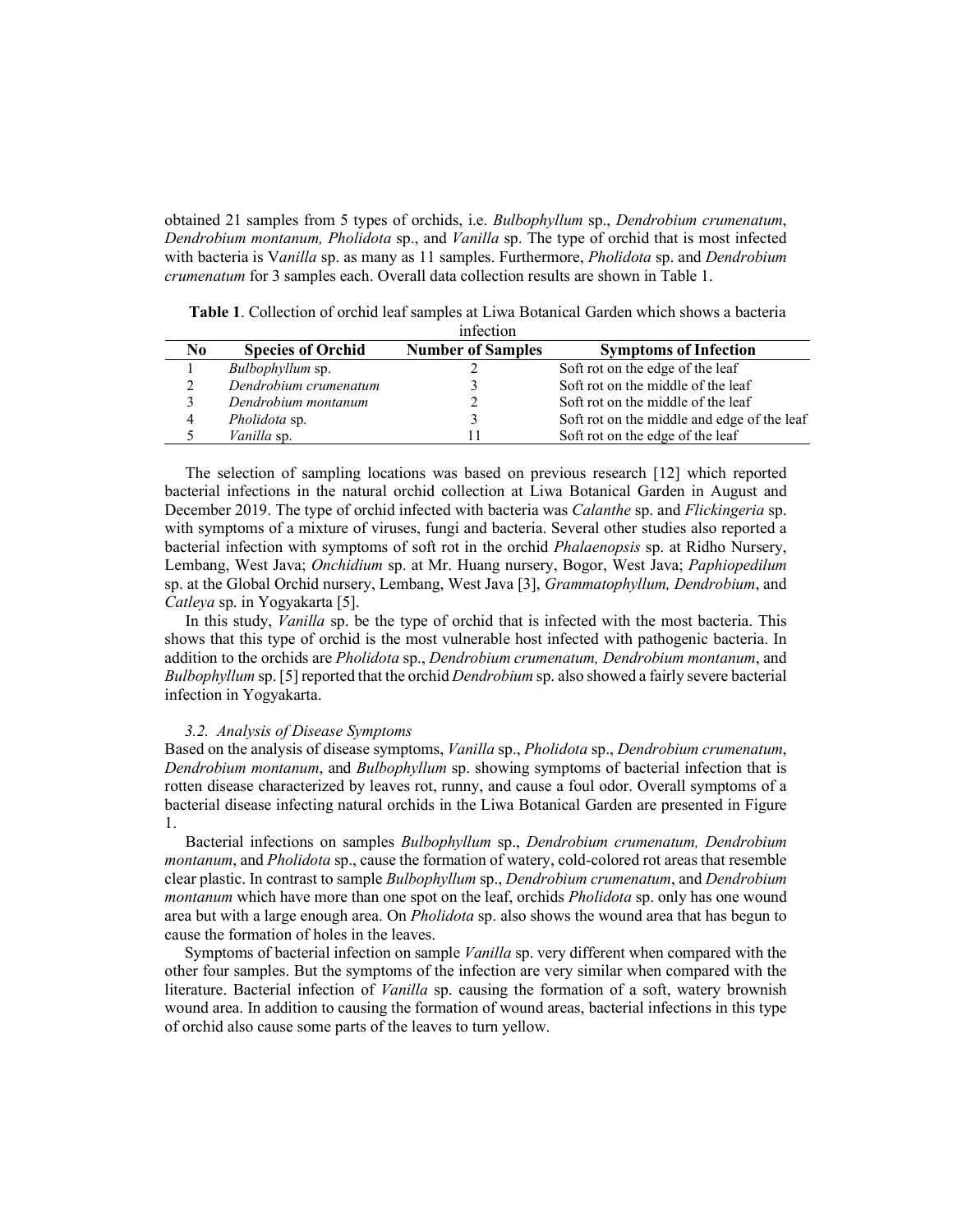obtained 21 samples from 5 types of orchids, i.e. *Bulbophyllum* sp., *Dendrobium crumenatum*, *Dendrobium montanum, Pholidota* sp., and *Vanilla* sp. The type of orchid that is most infected with bacteria is V*anilla* sp. as many as 11 samples. Furthermore, *Pholidota* sp. and *Dendrobium crumenatum* for 3 samples each. Overall data collection results are shown in Table 1.

**Table 1**. Collection of orchid leaf samples at Liwa Botanical Garden which shows a bacteria infection

| No | Species of Orchid | Number of Samples | Symptoms of Infection |
|---|---|---|---|
| 1 | *Bulbophyllum* sp. | 2 | Soft rot on the edge of the leaf |
| 2 | *Dendrobium crumenatum* | 3 | Soft rot on the middle of the leaf |
| 3 | *Dendrobium montanum* | 2 | Soft rot on the middle of the leaf |
| 4 | *Pholidota* sp. | 3 | Soft rot on the middle and edge of the leaf |
| 5 | *Vanilla* sp. | 11 | Soft rot on the edge of the leaf |

The selection of sampling locations was based on previous research [12] which reported bacterial infections in the natural orchid collection at Liwa Botanical Garden in August and December 2019. The type of orchid infected with bacteria was *Calanthe* sp. and *Flickingeria* sp. with symptoms of a mixture of viruses, fungi and bacteria. Several other studies also reported a bacterial infection with symptoms of soft rot in the orchid *Phalaenopsis* sp. at Ridho Nursery, Lembang, West Java; *Onchidium* sp. at Mr. Huang nursery, Bogor, West Java; *Paphiopedilum* sp. at the Global Orchid nursery, Lembang, West Java [3], *Grammatophyllum, Dendrobium*, and *Catleya* sp. in Yogyakarta [5].

In this study, *Vanilla* sp. be the type of orchid that is infected with the most bacteria. This shows that this type of orchid is the most vulnerable host infected with pathogenic bacteria. In addition to the orchids are *Pholidota* sp., *Dendrobium crumenatum, Dendrobium montanum*, and *Bulbophyllum* sp. [5] reported that the orchid *Dendrobium* sp. also showed a fairly severe bacterial infection in Yogyakarta.

### *3.2. Analysis of Disease Symptoms*

Based on the analysis of disease symptoms, *Vanilla* sp., *Pholidota* sp., *Dendrobium crumenatum*, *Dendrobium montanum*, and *Bulbophyllum* sp. showing symptoms of bacterial infection that is rotten disease characterized by leaves rot, runny, and cause a foul odor. Overall symptoms of a bacterial disease infecting natural orchids in the Liwa Botanical Garden are presented in Figure 1.

Bacterial infections on samples *Bulbophyllum* sp., *Dendrobium crumenatum, Dendrobium montanum*, and *Pholidota* sp., cause the formation of watery, cold-colored rot areas that resemble clear plastic. In contrast to sample *Bulbophyllum* sp., *Dendrobium crumenatum*, and *Dendrobium montanum* which have more than one spot on the leaf, orchids *Pholidota* sp. only has one wound area but with a large enough area. On *Pholidota* sp. also shows the wound area that has begun to cause the formation of holes in the leaves.

Symptoms of bacterial infection on sample *Vanilla* sp. very different when compared with the other four samples. But the symptoms of the infection are very similar when compared with the literature. Bacterial infection of *Vanilla* sp. causing the formation of a soft, watery brownish wound area. In addition to causing the formation of wound areas, bacterial infections in this type of orchid also cause some parts of the leaves to turn yellow.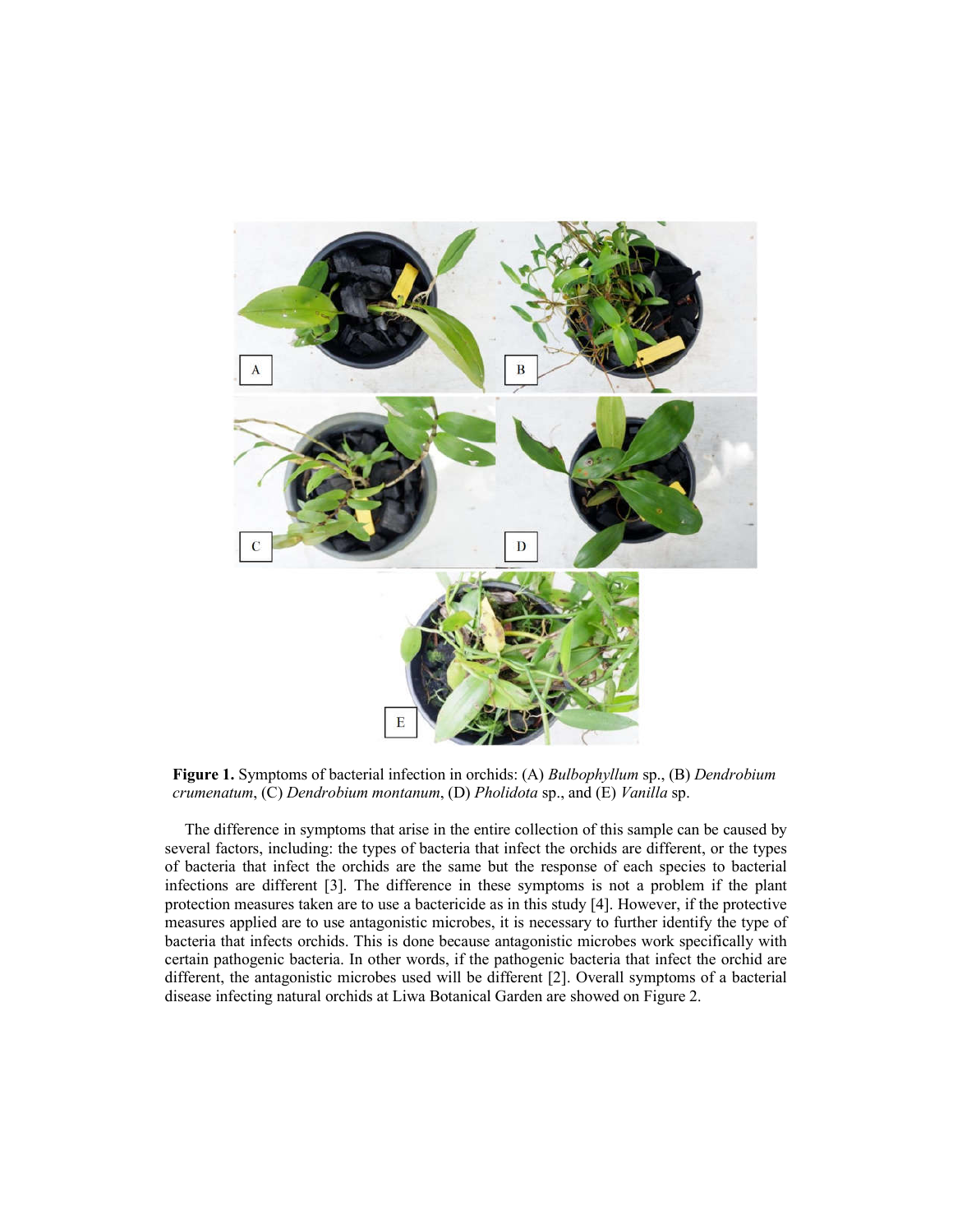**Figure 1.** Symptoms of bacterial infection in orchids: (A) *Bulbophyllum* sp., (B) *Dendrobium crumenatum*, (C) *Dendrobium montanum*, (D) *Pholidota* sp., and (E) *Vanilla* sp.

The difference in symptoms that arise in the entire collection of this sample can be caused by several factors, including: the types of bacteria that infect the orchids are different, or the types of bacteria that infect the orchids are the same but the response of each species to bacterial infections are different [3]. The difference in these symptoms is not a problem if the plant protection measures taken are to use a bactericide as in this study [4]. However, if the protective measures applied are to use antagonistic microbes, it is necessary to further identify the type of bacteria that infects orchids. This is done because antagonistic microbes work specifically with certain pathogenic bacteria. In other words, if the pathogenic bacteria that infect the orchid are different, the antagonistic microbes used will be different [2]. Overall symptoms of a bacterial disease infecting natural orchids at Liwa Botanical Garden are showed on Figure 2.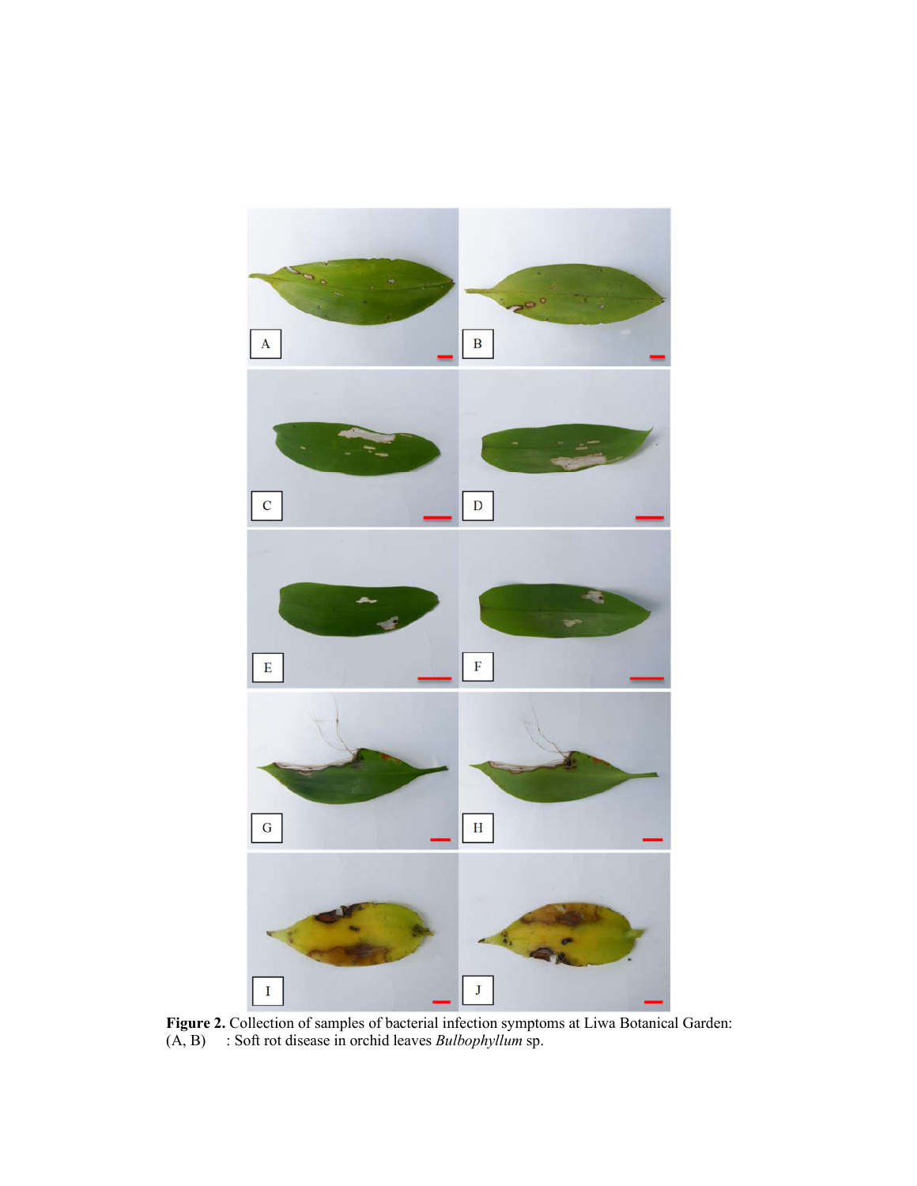**Figure 2.** Collection of samples of bacterial infection symptoms at Liwa Botanical Garden:
(A, B) : Soft rot disease in orchid leaves *Bulbophyllum* sp.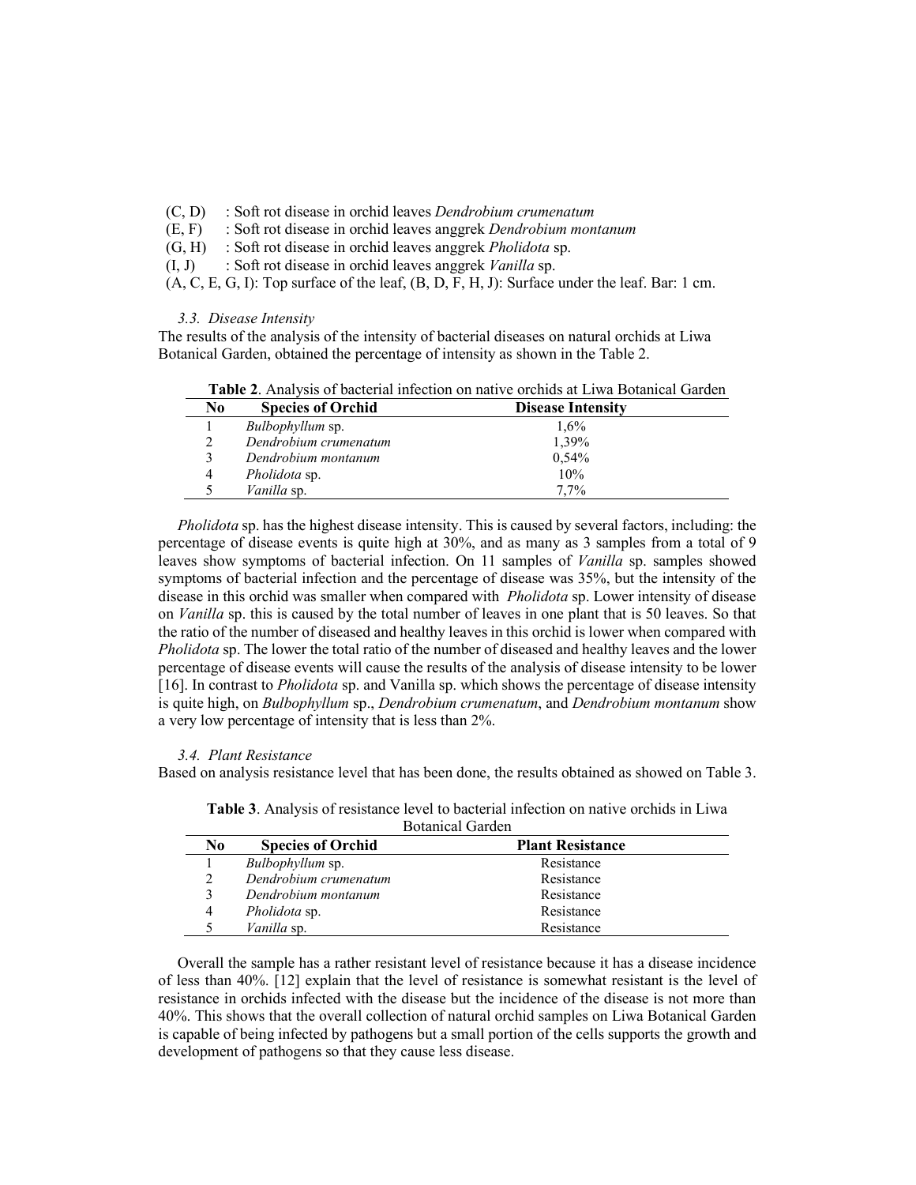(C, D) : Soft rot disease in orchid leaves *Dendrobium crumenatum*
(E, F) : Soft rot disease in orchid leaves anggrek *Dendrobium montanum*
(G, H) : Soft rot disease in orchid leaves anggrek *Pholidota* sp.
(I, J) : Soft rot disease in orchid leaves anggrek *Vanilla* sp.
(A, C, E, G, I): Top surface of the leaf, (B, D, F, H, J): Surface under the leaf. Bar: 1 cm.

### *3.3. Disease Intensity*

The results of the analysis of the intensity of bacterial diseases on natural orchids at Liwa Botanical Garden, obtained the percentage of intensity as shown in the Table 2.

**Table 2**. Analysis of bacterial infection on native orchids at Liwa Botanical Garden

| No | Species of Orchid | Disease Intensity |
|---|---|---|
| 1 | *Bulbophyllum* sp. | 1,6% |
| 2 | *Dendrobium crumenatum* | 1,39% |
| 3 | *Dendrobium montanum* | 0,54% |
| 4 | *Pholidota* sp. | 10% |
| 5 | *Vanilla* sp. | 7,7% |

*Pholidota* sp. has the highest disease intensity. This is caused by several factors, including: the percentage of disease events is quite high at 30%, and as many as 3 samples from a total of 9 leaves show symptoms of bacterial infection. On 11 samples of *Vanilla* sp. samples showed symptoms of bacterial infection and the percentage of disease was 35%, but the intensity of the disease in this orchid was smaller when compared with *Pholidota* sp. Lower intensity of disease on *Vanilla* sp. this is caused by the total number of leaves in one plant that is 50 leaves. So that the ratio of the number of diseased and healthy leaves in this orchid is lower when compared with *Pholidota* sp. The lower the total ratio of the number of diseased and healthy leaves and the lower percentage of disease events will cause the results of the analysis of disease intensity to be lower [16]. In contrast to *Pholidota* sp. and Vanilla sp. which shows the percentage of disease intensity is quite high, on *Bulbophyllum* sp., *Dendrobium crumenatum*, and *Dendrobium montanum* show a very low percentage of intensity that is less than 2%.

### *3.4. Plant Resistance*

Based on analysis resistance level that has been done, the results obtained as showed on Table 3.

**Table 3**. Analysis of resistance level to bacterial infection on native orchids in Liwa Botanical Garden

| No | Species of Orchid | Plant Resistance |
|---|---|---|
| 1 | *Bulbophyllum* sp. | Resistance |
| 2 | *Dendrobium crumenatum* | Resistance |
| 3 | *Dendrobium montanum* | Resistance |
| 4 | *Pholidota* sp. | Resistance |
| 5 | *Vanilla* sp. | Resistance |

Overall the sample has a rather resistant level of resistance because it has a disease incidence of less than 40%. [12] explain that the level of resistance is somewhat resistant is the level of resistance in orchids infected with the disease but the incidence of the disease is not more than 40%. This shows that the overall collection of natural orchid samples on Liwa Botanical Garden is capable of being infected by pathogens but a small portion of the cells supports the growth and development of pathogens so that they cause less disease.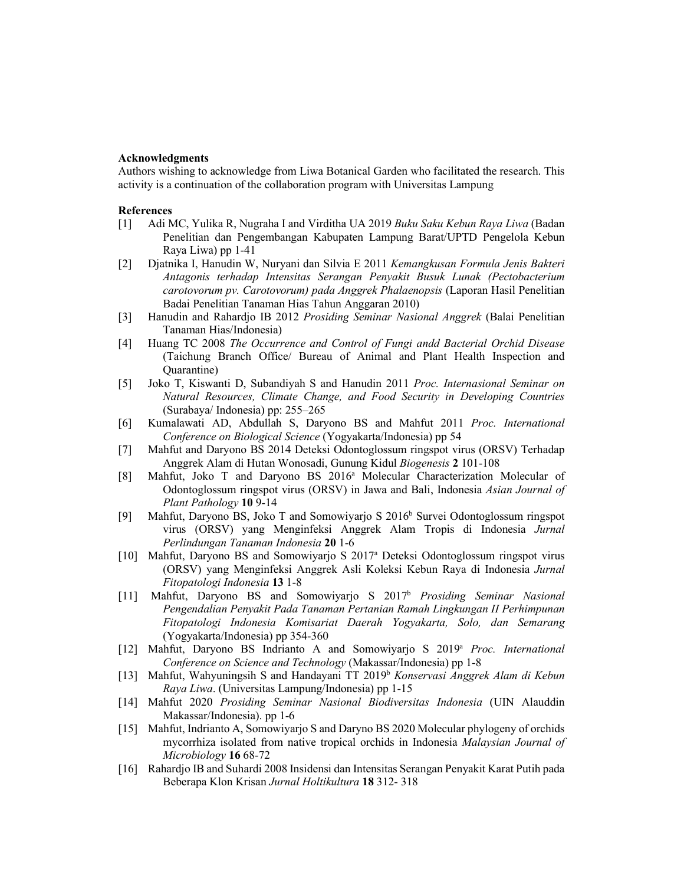**Acknowledgments**

Authors wishing to acknowledge from Liwa Botanical Garden who facilitated the research. This activity is a continuation of the collaboration program with Universitas Lampung

**References**

[1] Adi MC, Yulika R, Nugraha I and Virditha UA 2019 *Buku Saku Kebun Raya Liwa* (Badan Penelitian dan Pengembangan Kabupaten Lampung Barat/UPTD Pengelola Kebun Raya Liwa) pp 1-41

[2] Djatnika I, Hanudin W, Nuryani dan Silvia E 2011 *Kemangkusan Formula Jenis Bakteri Antagonis terhadap Intensitas Serangan Penyakit Busuk Lunak (Pectobacterium carotovorum pv. Carotovorum) pada Anggrek Phalaenopsis* (Laporan Hasil Penelitian Badai Penelitian Tanaman Hias Tahun Anggaran 2010)

[3] Hanudin and Rahardjo IB 2012 *Prosiding Seminar Nasional Anggrek* (Balai Penelitian Tanaman Hias/Indonesia)

[4] Huang TC 2008 *The Occurrence and Control of Fungi andd Bacterial Orchid Disease* (Taichung Branch Office/ Bureau of Animal and Plant Health Inspection and Quarantine)

[5] Joko T, Kiswanti D, Subandiyah S and Hanudin 2011 *Proc. Internasional Seminar on Natural Resources, Climate Change, and Food Security in Developing Countries* (Surabaya/ Indonesia) pp: 255–265

[6] Kumalawati AD, Abdullah S, Daryono BS and Mahfut 2011 *Proc. International Conference on Biological Science* (Yogyakarta/Indonesia) pp 54

[7] Mahfut and Daryono BS 2014 Deteksi Odontoglossum ringspot virus (ORSV) Terhadap Anggrek Alam di Hutan Wonosadi, Gunung Kidul *Biogenesis* **2** 101-108

[8] Mahfut, Joko T and Daryono BS 2016[a] Molecular Characterization Molecular of Odontoglossum ringspot virus (ORSV) in Jawa and Bali, Indonesia *Asian Journal of Plant Pathology* **10** 9-14

[9] Mahfut, Daryono BS, Joko T and Somowiyarjo S 2016[b] Survei Odontoglossum ringspot virus (ORSV) yang Menginfeksi Anggrek Alam Tropis di Indonesia *Jurnal Perlindungan Tanaman Indonesia* **20** 1-6

[10] Mahfut, Daryono BS and Somowiyarjo S 2017[a] Deteksi Odontoglossum ringspot virus (ORSV) yang Menginfeksi Anggrek Asli Koleksi Kebun Raya di Indonesia *Jurnal Fitopatologi Indonesia* **13** 1-8

[11] Mahfut, Daryono BS and Somowiyarjo S 2017[b] *Prosiding Seminar Nasional Pengendalian Penyakit Pada Tanaman Pertanian Ramah Lingkungan II Perhimpunan Fitopatologi Indonesia Komisariat Daerah Yogyakarta, Solo, dan Semarang* (Yogyakarta/Indonesia) pp 354-360

[12] Mahfut, Daryono BS Indrianto A and Somowiyarjo S 2019[a] *Proc. International Conference on Science and Technology* (Makassar/Indonesia) pp 1-8

[13] Mahfut, Wahyuningsih S and Handayani TT 2019[b] *Konservasi Anggrek Alam di Kebun Raya Liwa*. (Universitas Lampung/Indonesia) pp 1-15

[14] Mahfut 2020 *Prosiding Seminar Nasional Biodiversitas Indonesia* (UIN Alauddin Makassar/Indonesia). pp 1-6

[15] Mahfut, Indrianto A, Somowiyarjo S and Daryno BS 2020 Molecular phylogeny of orchids mycorrhiza isolated from native tropical orchids in Indonesia *Malaysian Journal of Microbiology* **16** 68-72

[16] Rahardjo IB and Suhardi 2008 Insidensi dan Intensitas Serangan Penyakit Karat Putih pada Beberapa Klon Krisan *Jurnal Holtikultura* **18** 312- 318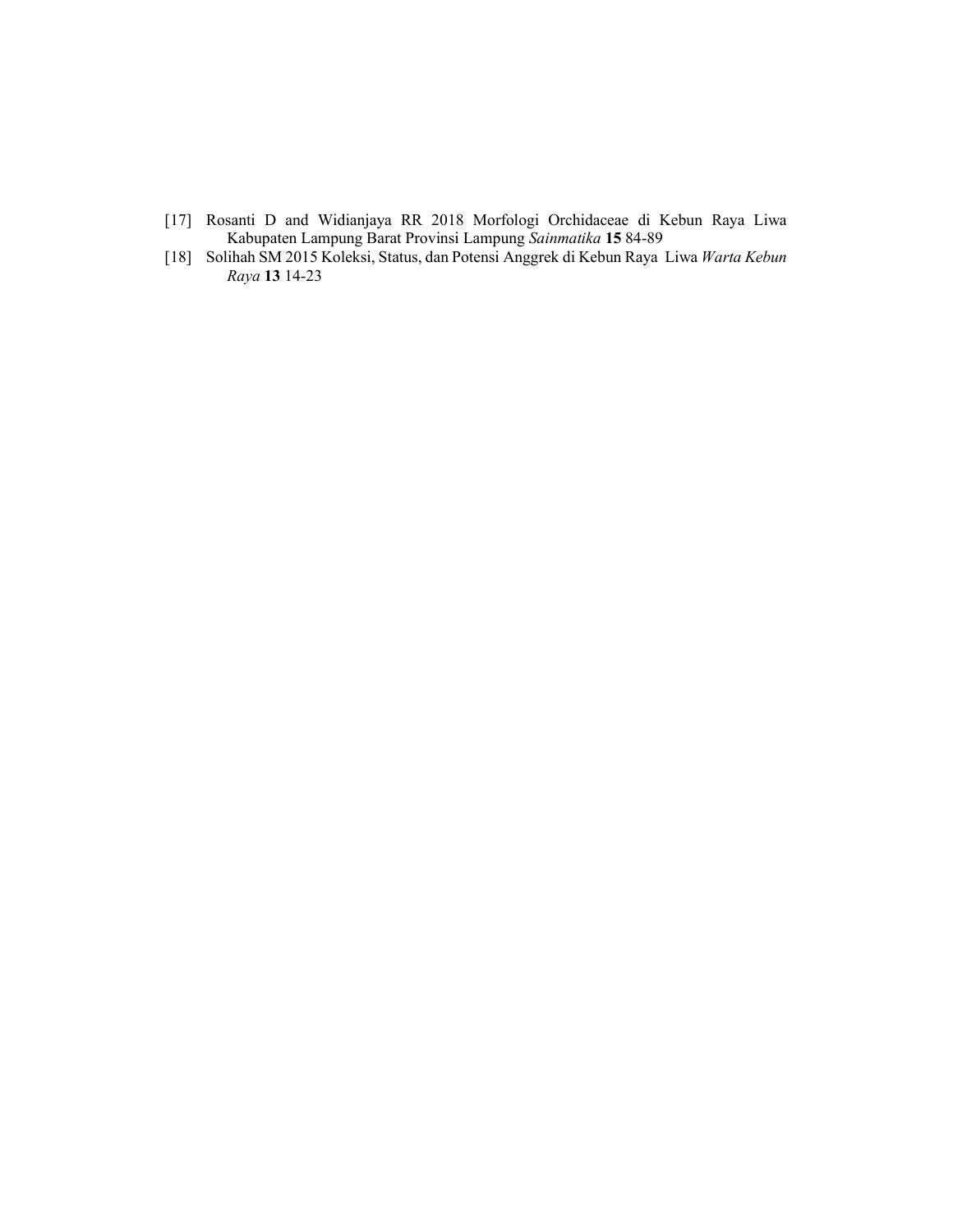[17] Rosanti D and Widianjaya RR 2018 Morfologi Orchidaceae di Kebun Raya Liwa Kabupaten Lampung Barat Provinsi Lampung *Sainmatika* **15** 84-89

[18] Solihah SM 2015 Koleksi, Status, dan Potensi Anggrek di Kebun Raya Liwa *Warta Kebun Raya* **13** 14-23